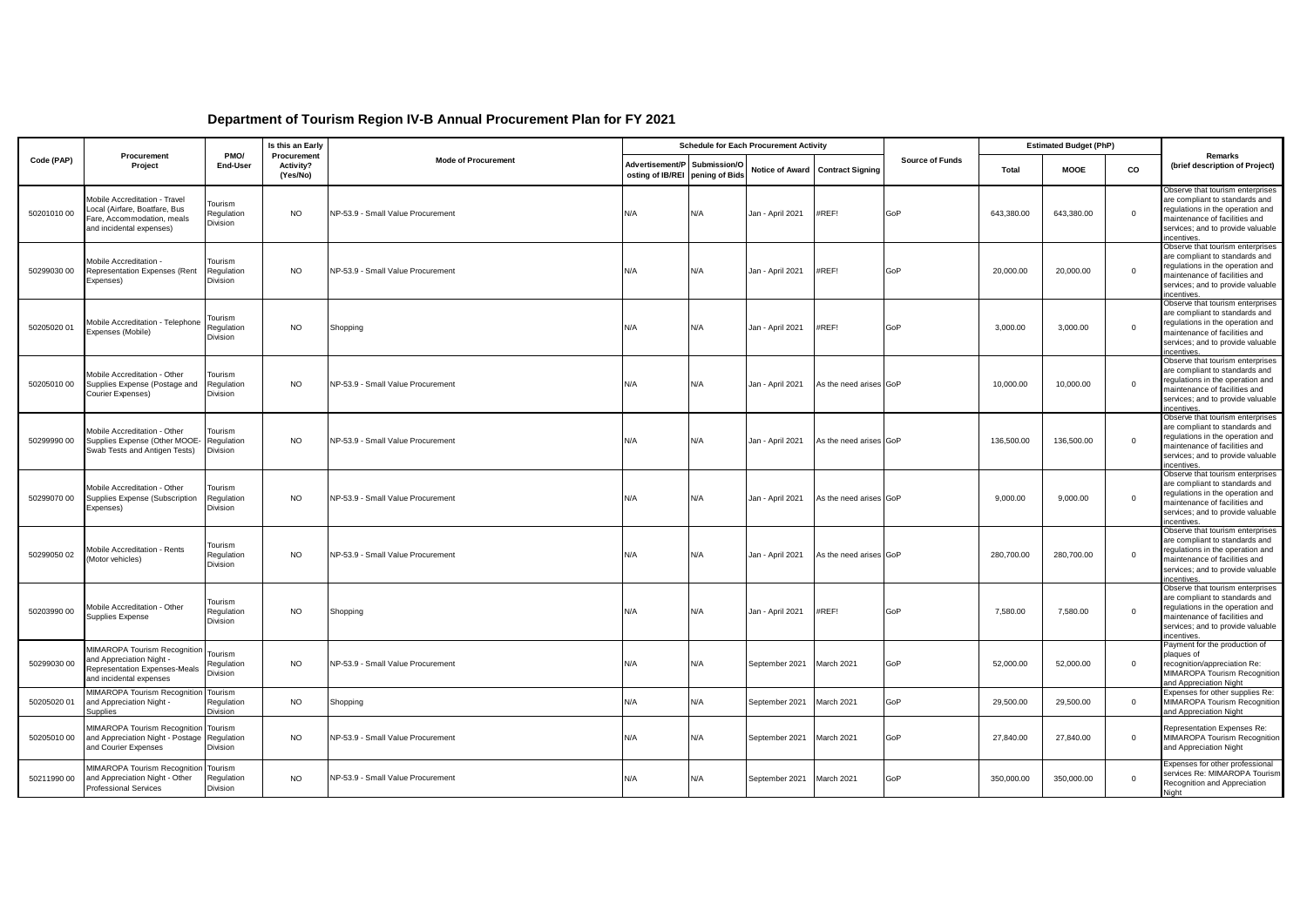# Department of Tourism Region IV-B Annual Procurement Plan for FY 2021

| Code (PAP) | Procurement Project | PMO/ End-User | Is this an Early Procurement Activity? (Yes/No) | Mode of Procurement | Schedule for Each Procurement Activity | | | | Source of Funds | Estimated Budget (PhP) | | | Remarks (brief description of Project) |
|---|---|---|---|---|---|---|---|---|---|---|---|---|---|
| | | | | | Advertisement/Posting of IB/REI | Submission/Opening of Bids | Notice of Award | Contract Signing | | Total | MOOE | CO | |
| 50201010 00 | Mobile Accreditation - Travel Local (Airfare, Boatfare, Bus Fare, Accommodation, meals and incidental expenses) | Tourism Regulation Division | NO | NP-53.9 - Small Value Procurement | N/A | N/A | Jan - April 2021 | #REF! | GoP | 643,380.00 | 643,380.00 | 0 | Observe that tourism enterprises are compliant to standards and regulations in the operation and maintenance of facilities and services; and to provide valuable incentives. |
| 50299030 00 | Mobile Accreditation - Representation Expenses (Rent Expenses) | Tourism Regulation Division | NO | NP-53.9 - Small Value Procurement | N/A | N/A | Jan - April 2021 | #REF! | GoP | 20,000.00 | 20,000.00 | 0 | Observe that tourism enterprises are compliant to standards and regulations in the operation and maintenance of facilities and services; and to provide valuable incentives. |
| 50205020 01 | Mobile Accreditation - Telephone Expenses (Mobile) | Tourism Regulation Division | NO | Shopping | N/A | N/A | Jan - April 2021 | #REF! | GoP | 3,000.00 | 3,000.00 | 0 | Observe that tourism enterprises are compliant to standards and regulations in the operation and maintenance of facilities and services; and to provide valuable incentives. |
| 50205010 00 | Mobile Accreditation - Other Supplies Expense (Postage and Courier Expenses) | Tourism Regulation Division | NO | NP-53.9 - Small Value Procurement | N/A | N/A | Jan - April 2021 | As the need arises | GoP | 10,000.00 | 10,000.00 | 0 | Observe that tourism enterprises are compliant to standards and regulations in the operation and maintenance of facilities and services; and to provide valuable incentives. |
| 50299990 00 | Mobile Accreditation - Other Supplies Expense (Other MOOE-Swab Tests and Antigen Tests) | Tourism Regulation Division | NO | NP-53.9 - Small Value Procurement | N/A | N/A | Jan - April 2021 | As the need arises | GoP | 136,500.00 | 136,500.00 | 0 | Observe that tourism enterprises are compliant to standards and regulations in the operation and maintenance of facilities and services; and to provide valuable incentives. |
| 50299070 00 | Mobile Accreditation - Other Supplies Expense (Subscription Expenses) | Tourism Regulation Division | NO | NP-53.9 - Small Value Procurement | N/A | N/A | Jan - April 2021 | As the need arises | GoP | 9,000.00 | 9,000.00 | 0 | Observe that tourism enterprises are compliant to standards and regulations in the operation and maintenance of facilities and services; and to provide valuable incentives. |
| 50299050 02 | Mobile Accreditation - Rents (Motor vehicles) | Tourism Regulation Division | NO | NP-53.9 - Small Value Procurement | N/A | N/A | Jan - April 2021 | As the need arises | GoP | 280,700.00 | 280,700.00 | 0 | Observe that tourism enterprises are compliant to standards and regulations in the operation and maintenance of facilities and services; and to provide valuable incentives. |
| 50203990 00 | Mobile Accreditation - Other Supplies Expense | Tourism Regulation Division | NO | Shopping | N/A | N/A | Jan - April 2021 | #REF! | GoP | 7,580.00 | 7,580.00 | 0 | Observe that tourism enterprises are compliant to standards and regulations in the operation and maintenance of facilities and services; and to provide valuable incentives. |
| 50299030 00 | MIMAROPA Tourism Recognition and Appreciation Night - Representation Expenses-Meals and incidental expenses | Tourism Regulation Division | NO | NP-53.9 - Small Value Procurement | N/A | N/A | September 2021 | March 2021 | GoP | 52,000.00 | 52,000.00 | 0 | Payment for the production of plaques of recognition/appreciation Re: MIMAROPA Tourism Recognition and Appreciation Night |
| 50205020 01 | MIMAROPA Tourism Recognition and Appreciation Night - Supplies | Tourism Regulation Division | NO | Shopping | N/A | N/A | September 2021 | March 2021 | GoP | 29,500.00 | 29,500.00 | 0 | Expenses for other supplies Re: MIMAROPA Tourism Recognition and Appreciation Night |
| 50205010 00 | MIMAROPA Tourism Recognition and Appreciation Night - Postage and Courier Expenses | Tourism Regulation Division | NO | NP-53.9 - Small Value Procurement | N/A | N/A | September 2021 | March 2021 | GoP | 27,840.00 | 27,840.00 | 0 | Representation Expenses Re: MIMAROPA Tourism Recognition and Appreciation Night |
| 50211990 00 | MIMAROPA Tourism Recognition and Appreciation Night - Other Professional Services | Tourism Regulation Division | NO | NP-53.9 - Small Value Procurement | N/A | N/A | September 2021 | March 2021 | GoP | 350,000.00 | 350,000.00 | 0 | Expenses for other professional services Re: MIMAROPA Tourism Recognition and Appreciation Night |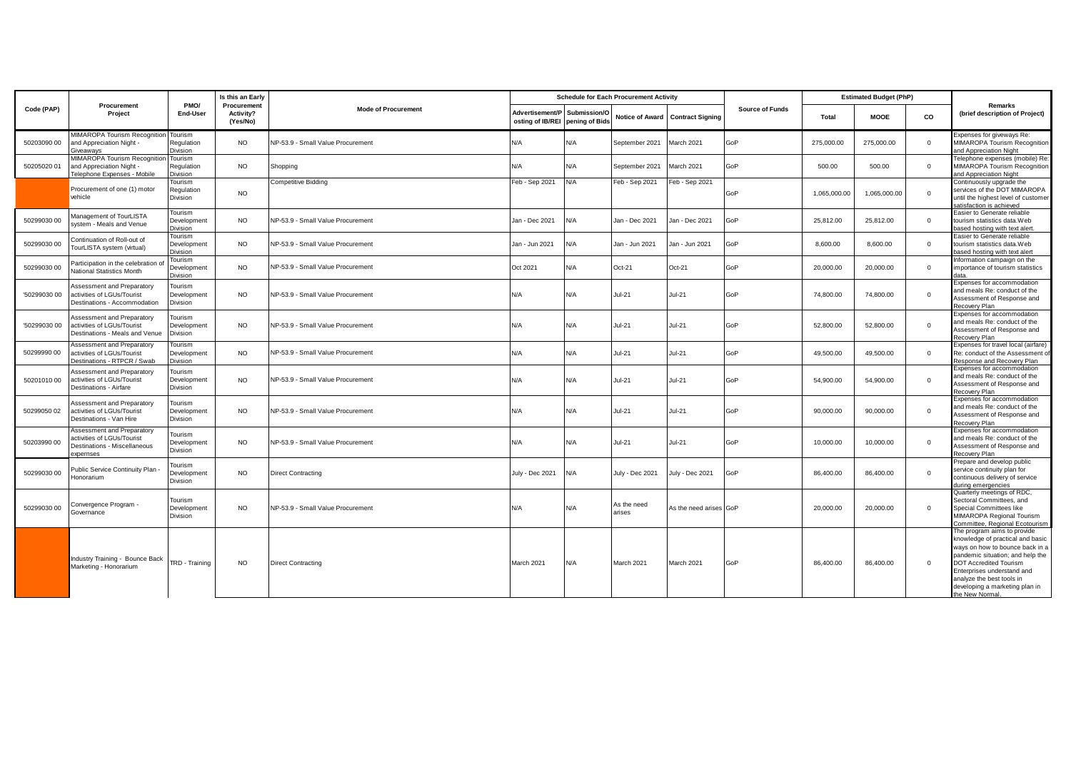| Code (PAP) | Procurement Project | PMO/ End-User | Is this an Early Procurement Activity? (Yes/No) | Mode of Procurement | Schedule for Each Procurement Activity | | | | Source of Funds | Estimated Budget (PhP) | | | Remarks (brief description of Project) |
|---|---|---|---|---|---|---|---|---|---|---|---|---|---|
| | | | | | Advertisement/Posting of IB/REI | Submission/Opening of Bids | Notice of Award | Contract Signing | | Total | MOOE | CO | |
| 50203090 00 | MIMAROPA Tourism Recognition and Appreciation Night - Giveaways | Tourism Regulation Division | NO | NP-53.9 - Small Value Procurement | N/A | N/A | September 2021 | March 2021 | GoP | 275,000.00 | 275,000.00 | 0 | Expenses for giveways Re: MIMAROPA Tourism Recognition and Appreciation Night |
| 50205020 01 | MIMAROPA Tourism Recognition and Appreciation Night - Telephone Expenses - Mobile | Tourism Regulation Division | NO | Shopping | N/A | N/A | September 2021 | March 2021 | GoP | 500.00 | 500.00 | 0 | Telephone expenses (mobile) Re: MIMAROPA Tourism Recognition and Appreciation Night |
| | Procurement of one (1) motor vehicle | Tourism Regulation Division | NO | Competitive Bidding | Feb - Sep 2021 | N/A | Feb - Sep 2021 | Feb - Sep 2021 | GoP | 1,065,000.00 | 1,065,000.00 | 0 | Continuously upgrade the services of the DOT MIMAROPA until the highest level of customer satisfaction is achieved |
| 50299030 00 | Management of TourLISTA system - Meals and Venue | Tourism Development Division | NO | NP-53.9 - Small Value Procurement | Jan - Dec 2021 | N/A | Jan - Dec 2021 | Jan - Dec 2021 | GoP | 25,812.00 | 25,812.00 | 0 | Easier to Generate reliable tourism statistics data.Web based hosting with text alert. |
| 50299030 00 | Continuation of Roll-out of TourLISTA system (virtual) | Tourism Development Division | NO | NP-53.9 - Small Value Procurement | Jan - Jun 2021 | N/A | Jan - Jun 2021 | Jan - Jun 2021 | GoP | 8,600.00 | 8,600.00 | 0 | Easier to Generate reliable tourism statistics data.Web based hosting with text alert |
| 50299030 00 | Participation in the celebration of National Statistics Month | Tourism Development Division | NO | NP-53.9 - Small Value Procurement | Oct 2021 | N/A | Oct-21 | Oct-21 | GoP | 20,000.00 | 20,000.00 | 0 | Information campaign on the importance of tourism statistics data. |
| '50299030 00 | Assessment and Preparatory activities of LGUs/Tourist Destinations - Accommodation | Tourism Development Division | NO | NP-53.9 - Small Value Procurement | N/A | N/A | Jul-21 | Jul-21 | GoP | 74,800.00 | 74,800.00 | 0 | Expenses for accommodation and meals Re: conduct of the Assessment of Response and Recovery Plan |
| '50299030 00 | Assessment and Preparatory activities of LGUs/Tourist Destinations - Meals and Venue | Tourism Development Division | NO | NP-53.9 - Small Value Procurement | N/A | N/A | Jul-21 | Jul-21 | GoP | 52,800.00 | 52,800.00 | 0 | Expenses for accommodation and meals Re: conduct of the Assessment of Response and Recovery Plan |
| 50299990 00 | Assessment and Preparatory activities of LGUs/Tourist Destinations - RTPCR / Swab | Tourism Development Division | NO | NP-53.9 - Small Value Procurement | N/A | N/A | Jul-21 | Jul-21 | GoP | 49,500.00 | 49,500.00 | 0 | Expenses for travel local (airfare) Re: conduct of the Assessment of Response and Recovery Plan |
| 50201010 00 | Assessment and Preparatory activities of LGUs/Tourist Destinations - Airfare | Tourism Development Division | NO | NP-53.9 - Small Value Procurement | N/A | N/A | Jul-21 | Jul-21 | GoP | 54,900.00 | 54,900.00 | 0 | Expenses for accommodation and meals Re: conduct of the Assessment of Response and Recovery Plan |
| 50299050 02 | Assessment and Preparatory activities of LGUs/Tourist Destinations - Van Hire | Tourism Development Division | NO | NP-53.9 - Small Value Procurement | N/A | N/A | Jul-21 | Jul-21 | GoP | 90,000.00 | 90,000.00 | 0 | Expenses for accommodation and meals Re: conduct of the Assessment of Response and Recovery Plan |
| 50203990 00 | Assessment and Preparatory activities of LGUs/Tourist Destinations - Miscellaneous expernses | Tourism Development Division | NO | NP-53.9 - Small Value Procurement | N/A | N/A | Jul-21 | Jul-21 | GoP | 10,000.00 | 10,000.00 | 0 | Expenses for accommodation and meals Re: conduct of the Assessment of Response and Recovery Plan |
| 50299030 00 | Public Service Continuity Plan - Honorarium | Tourism Development Division | NO | Direct Contracting | July - Dec 2021 | N/A | July - Dec 2021 | July - Dec 2021 | GoP | 86,400.00 | 86,400.00 | 0 | Prepare and develop public service continuity plan for continuous delivery of service during emergencies |
| 50299030 00 | Convergence Program - Governance | Tourism Development Division | NO | NP-53.9 - Small Value Procurement | N/A | N/A | As the need arises | As the need arises | GoP | 20,000.00 | 20,000.00 | 0 | Quarterly meetings of RDC, Sectoral Committees, and Special Committees like MIMAROPA Regional Tourism Committee, Regional Ecotourism |
| | Industry Training - Bounce Back Marketing - Honorarium | TRD - Training | NO | Direct Contracting | March 2021 | N/A | March 2021 | March 2021 | GoP | 86,400.00 | 86,400.00 | 0 | The program aims to provide knowledge of practical and basic ways on how to bounce back in a pandemic situation; and help the DOT Accredited Tourism Enterprises understand and analyze the best tools in developing a marketing plan in the New Normal. |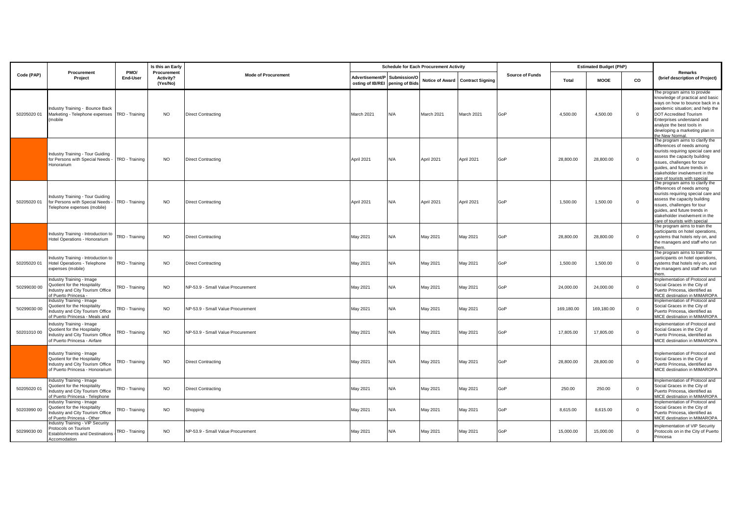| Code (PAP) | Procurement Project | PMO/ End-User | Is this an Early Procurement Activity? (Yes/No) | Mode of Procurement | Schedule for Each Procurement Activity | | | | Source of Funds | Estimated Budget (PhP) | | | Remarks (brief description of Project) |
|---|---|---|---|---|---|---|---|---|---|---|---|---|---|
| | | | | | Advertisement/Posting of IB/REI | Submission/Opening of Bids | Notice of Award | Contract Signing | | Total | MOOE | CO | |
| 50205020 01 | Industry Training - Bounce Back Marketing - Telephone expenses (mobile | TRD - Training | NO | Direct Contracting | March 2021 | N/A | March 2021 | March 2021 | GoP | 4,500.00 | 4,500.00 | 0 | The program aims to provide knowledge of practical and basic ways on how to bounce back in a pandemic situation; and help the DOT Accredited Tourism Enterprises understand and analyze the best tools in developing a marketing plan in the New Normal. |
| | Industry Training - Tour Guiding for Persons with Special Needs - Honorarium | TRD - Training | NO | Direct Contracting | April 2021 | N/A | April 2021 | April 2021 | GoP | 28,800.00 | 28,800.00 | 0 | The program aims to clarify the differences of needs among tourists requiring special care and assess the capacity building issues, challenges for tour guides, and future trends in stakeholder involvement in the care of tourists with special |
| 50205020 01 | Industry Training - Tour Guiding for Persons with Special Needs - Telephone expenses (mobile) | TRD - Training | NO | Direct Contracting | April 2021 | N/A | April 2021 | April 2021 | GoP | 1,500.00 | 1,500.00 | 0 | The program aims to clarify the differences of needs among tourists requiring special care and assess the capacity building issues, challenges for tour guides, and future trends in stakeholder involvement in the care of tourists with special |
| | Industry Training - Introduction to Hotel Operations - Honorarium | TRD - Training | NO | Direct Contracting | May 2021 | N/A | May 2021 | May 2021 | GoP | 28,800.00 | 28,800.00 | 0 | The program aims to train the participants on hotel operations, systems that hotels rely on, and the managers and staff who run them. |
| 50205020 01 | Industry Training - Introduction to Hotel Operations - Telephone expenses (mobile) | TRD - Training | NO | Direct Contracting | May 2021 | N/A | May 2021 | May 2021 | GoP | 1,500.00 | 1,500.00 | 0 | The program aims to train the participants on hotel operations, systems that hotels rely on, and the managers and staff who run them. |
| '50299030 00 | Industry Training - Image Quotient for the Hospitality Industry and City Tourism Office of Puerto Princesa - | TRD - Training | NO | NP-53.9 - Small Value Procurement | May 2021 | N/A | May 2021 | May 2021 | GoP | 24,000.00 | 24,000.00 | 0 | Implementation of Protocol and Social Graces in the City of Puerto Princesa, identified as MICE destination in MIMAROPA |
| '50299030 00 | Industry Training - Image Quotient for the Hospitality Industry and City Tourism Office of Puerto Princesa - Meals and | TRD - Training | NO | NP-53.9 - Small Value Procurement | May 2021 | N/A | May 2021 | May 2021 | GoP | 169,180.00 | 169,180.00 | 0 | Implementation of Protocol and Social Graces in the City of Puerto Princesa, identified as MICE destination in MIMAROPA |
| 50201010 00 | Industry Training - Image Quotient for the Hospitality Industry and City Tourism Office of Puerto Princesa - Airfare | TRD - Training | NO | NP-53.9 - Small Value Procurement | May 2021 | N/A | May 2021 | May 2021 | GoP | 17,805.00 | 17,805.00 | 0 | Implementation of Protocol and Social Graces in the City of Puerto Princesa, identified as MICE destination in MIMAROPA |
| | Industry Training - Image Quotient for the Hospitality Industry and City Tourism Office of Puerto Princesa - Honorarium | TRD - Training | NO | Direct Contracting | May 2021 | N/A | May 2021 | May 2021 | GoP | 28,800.00 | 28,800.00 | 0 | Implementation of Protocol and Social Graces in the City of Puerto Princesa, identified as MICE destination in MIMAROPA |
| 50205020 01 | Industry Training - Image Quotient for the Hospitality Industry and City Tourism Office of Puerto Princesa - Telephone | TRD - Training | NO | Direct Contracting | May 2021 | N/A | May 2021 | May 2021 | GoP | 250.00 | 250.00 | 0 | Implementation of Protocol and Social Graces in the City of Puerto Princesa, identified as MICE destination in MIMAROPA |
| 50203990 00 | Industry Training - Image Quotient for the Hospitality Industry and City Tourism Office of Puerto Princesa - Other | TRD - Training | NO | Shopping | May 2021 | N/A | May 2021 | May 2021 | GoP | 8,615.00 | 8,615.00 | 0 | Implementation of Protocol and Social Graces in the City of Puerto Princesa, identified as MICE destination in MIMAROPA |
| 50299030 00 | Industry Training - VIP Security Protocols on Tourism Establishments and Destinations - Accomodation | TRD - Training | NO | NP-53.9 - Small Value Procurement | May 2021 | N/A | May 2021 | May 2021 | GoP | 15,000.00 | 15,000.00 | 0 | Implementation of VIP Security Protocols on in the City of Puerto Princesa |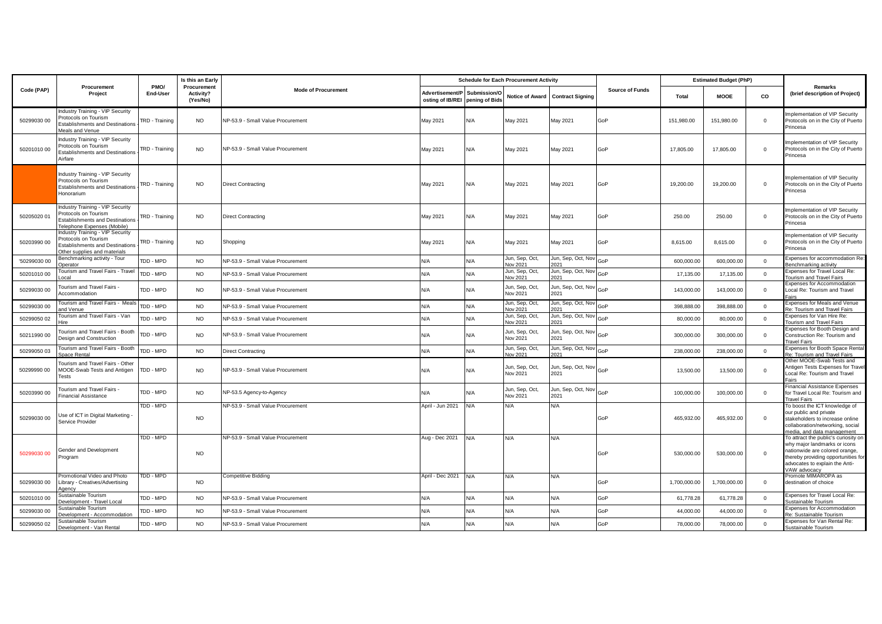| Code (PAP) | Procurement Project | PMO/ End-User | Is this an Early Procurement Activity? (Yes/No) | Mode of Procurement | Schedule for Each Procurement Activity | | | | Source of Funds | Estimated Budget (PhP) | | | Remarks (brief description of Project) |
|---|---|---|---|---|---|---|---|---|---|---|---|---|---|
| | | | | | Advertisement/Posting of IB/REI | Submission/Opening of Bids | Notice of Award | Contract Signing | | Total | MOOE | CO | |
| 50299030 00 | Industry Training - VIP Security Protocols on Tourism Establishments and Destinations - Meals and Venue | TRD - Training | NO | NP-53.9 - Small Value Procurement | May 2021 | N/A | May 2021 | May 2021 | GoP | 151,980.00 | 151,980.00 | 0 | Implementation of VIP Security Protocols on in the City of Puerto Princesa |
| 50201010 00 | Industry Training - VIP Security Protocols on Tourism Establishments and Destinations - Airfare | TRD - Training | NO | NP-53.9 - Small Value Procurement | May 2021 | N/A | May 2021 | May 2021 | GoP | 17,805.00 | 17,805.00 | 0 | Implementation of VIP Security Protocols on in the City of Puerto Princesa |
| | Industry Training - VIP Security Protocols on Tourism Establishments and Destinations - Honorarium | TRD - Training | NO | Direct Contracting | May 2021 | N/A | May 2021 | May 2021 | GoP | 19,200.00 | 19,200.00 | 0 | Implementation of VIP Security Protocols on in the City of Puerto Princesa |
| 50205020 01 | Industry Training - VIP Security Protocols on Tourism Establishments and Destinations - Telephone Expenses (Mobile) | TRD - Training | NO | Direct Contracting | May 2021 | N/A | May 2021 | May 2021 | GoP | 250.00 | 250.00 | 0 | Implementation of VIP Security Protocols on in the City of Puerto Princesa |
| 50203990 00 | Industry Training - VIP Security Protocols on Tourism Establishments and Destinations - Other supplies and materials | TRD - Training | NO | Shopping | May 2021 | N/A | May 2021 | May 2021 | GoP | 8,615.00 | 8,615.00 | 0 | Implementation of VIP Security Protocols on in the City of Puerto Princesa |
| '50299030 00 | Benchmarking activity - Tour Operator | TDD - MPD | NO | NP-53.9 - Small Value Procurement | N/A | N/A | Jun, Sep, Oct, Nov 2021 | Jun, Sep, Oct, Nov 2021 | GoP | 600,000.00 | 600,000.00 | 0 | Expenses for accommodation Re: Benchmarking activity |
| 50201010 00 | Tourism and Travel Fairs - Travel Local | TDD - MPD | NO | NP-53.9 - Small Value Procurement | N/A | N/A | Jun, Sep, Oct, Nov 2021 | Jun, Sep, Oct, Nov 2021 | GoP | 17,135.00 | 17,135.00 | 0 | Expenses for Travel Local Re: Tourism and Travel Fairs |
| 50299030 00 | Tourism and Travel Fairs - Accommodation | TDD - MPD | NO | NP-53.9 - Small Value Procurement | N/A | N/A | Jun, Sep, Oct, Nov 2021 | Jun, Sep, Oct, Nov 2021 | GoP | 143,000.00 | 143,000.00 | 0 | Expenses for Accommodation Local Re: Tourism and Travel Fairs |
| 50299030 00 | Tourism and Travel Fairs - Meals and Venue | TDD - MPD | NO | NP-53.9 - Small Value Procurement | N/A | N/A | Jun, Sep, Oct, Nov 2021 | Jun, Sep, Oct, Nov 2021 | GoP | 398,888.00 | 398,888.00 | 0 | Expenses for Meals and Venue Re: Tourism and Travel Fairs |
| 50299050 02 | Tourism and Travel Fairs - Van Hire | TDD - MPD | NO | NP-53.9 - Small Value Procurement | N/A | N/A | Jun, Sep, Oct, Nov 2021 | Jun, Sep, Oct, Nov 2021 | GoP | 80,000.00 | 80,000.00 | 0 | Expenses for Van Hire Re: Tourism and Travel Fairs |
| 50211990 00 | Tourism and Travel Fairs - Booth Design and Construction | TDD - MPD | NO | NP-53.9 - Small Value Procurement | N/A | N/A | Jun, Sep, Oct, Nov 2021 | Jun, Sep, Oct, Nov 2021 | GoP | 300,000.00 | 300,000.00 | 0 | Expenses for Booth Design and Construction Re: Tourism and Travel Fairs |
| 50299050 03 | Tourism and Travel Fairs - Booth Space Rental | TDD - MPD | NO | Direct Contracting | N/A | N/A | Jun, Sep, Oct, Nov 2021 | Jun, Sep, Oct, Nov 2021 | GoP | 238,000.00 | 238,000.00 | 0 | Expenses for Booth Space Rental Re: Tourism and Travel Fairs |
| 50299990 00 | Tourism and Travel Fairs - Other MOOE-Swab Tests and Antigen Tests | TDD - MPD | NO | NP-53.9 - Small Value Procurement | N/A | N/A | Jun, Sep, Oct, Nov 2021 | Jun, Sep, Oct, Nov 2021 | GoP | 13,500.00 | 13,500.00 | 0 | Other MOOE-Swab Tests and Antigen Tests Expenses for Travel Local Re: Tourism and Travel Fairs |
| 50203990 00 | Tourism and Travel Fairs - Financial Assistance | TDD - MPD | NO | NP-53.5 Agency-to-Agency | N/A | N/A | Jun, Sep, Oct, Nov 2021 | Jun, Sep, Oct, Nov 2021 | GoP | 100,000.00 | 100,000.00 | 0 | Financial Assistance Expenses for Travel Local Re: Tourism and Travel Fairs |
| 50299030 00 | Use of ICT in Digital Marketing - Service Provider | TDD - MPD | NO | NP-53.9 - Small Value Procurement | April - Jun 2021 | N/A | N/A | N/A | GoP | 465,932.00 | 465,932.00 | 0 | To boost the ICT knowledge of our public and private stakeholders to increase online collaboration/networking, social media, and data management |
| 50299030 00 | Gender and Development Program | TDD - MPD | NO | NP-53.9 - Small Value Procurement | Aug - Dec 2021 | N/A | N/A | N/A | GoP | 530,000.00 | 530,000.00 | 0 | To attract the public's curiosity on why major landmarks or icons nationwide are colored orange, thereby providing opportunities for advocates to explain the Anti-VAW advocacy |
| 50299030 00 | Promotional Video and Photo Library - Creatives/Advertising Agency | TDD - MPD | NO | Competitive Bidding | April - Dec 2021 | N/A | N/A | N/A | GoP | 1,700,000.00 | 1,700,000.00 | 0 | Promote MIMAROPA as destination of choice |
| 50201010 00 | Sustainable Tourism Development - Travel Local | TDD - MPD | NO | NP-53.9 - Small Value Procurement | N/A | N/A | N/A | N/A | GoP | 61,778.28 | 61,778.28 | 0 | Expenses for Travel Local Re: Sustainable Tourism |
| 50299030 00 | Sustainable Tourism Development - Accommodation | TDD - MPD | NO | NP-53.9 - Small Value Procurement | N/A | N/A | N/A | N/A | GoP | 44,000.00 | 44,000.00 | 0 | Expenses for Accommodation Re: Sustainable Tourism |
| 50299050 02 | Sustainable Tourism Development - Van Rental | TDD - MPD | NO | NP-53.9 - Small Value Procurement | N/A | N/A | N/A | N/A | GoP | 78,000.00 | 78,000.00 | 0 | Expenses for Van Rental Re: Sustainable Tourism |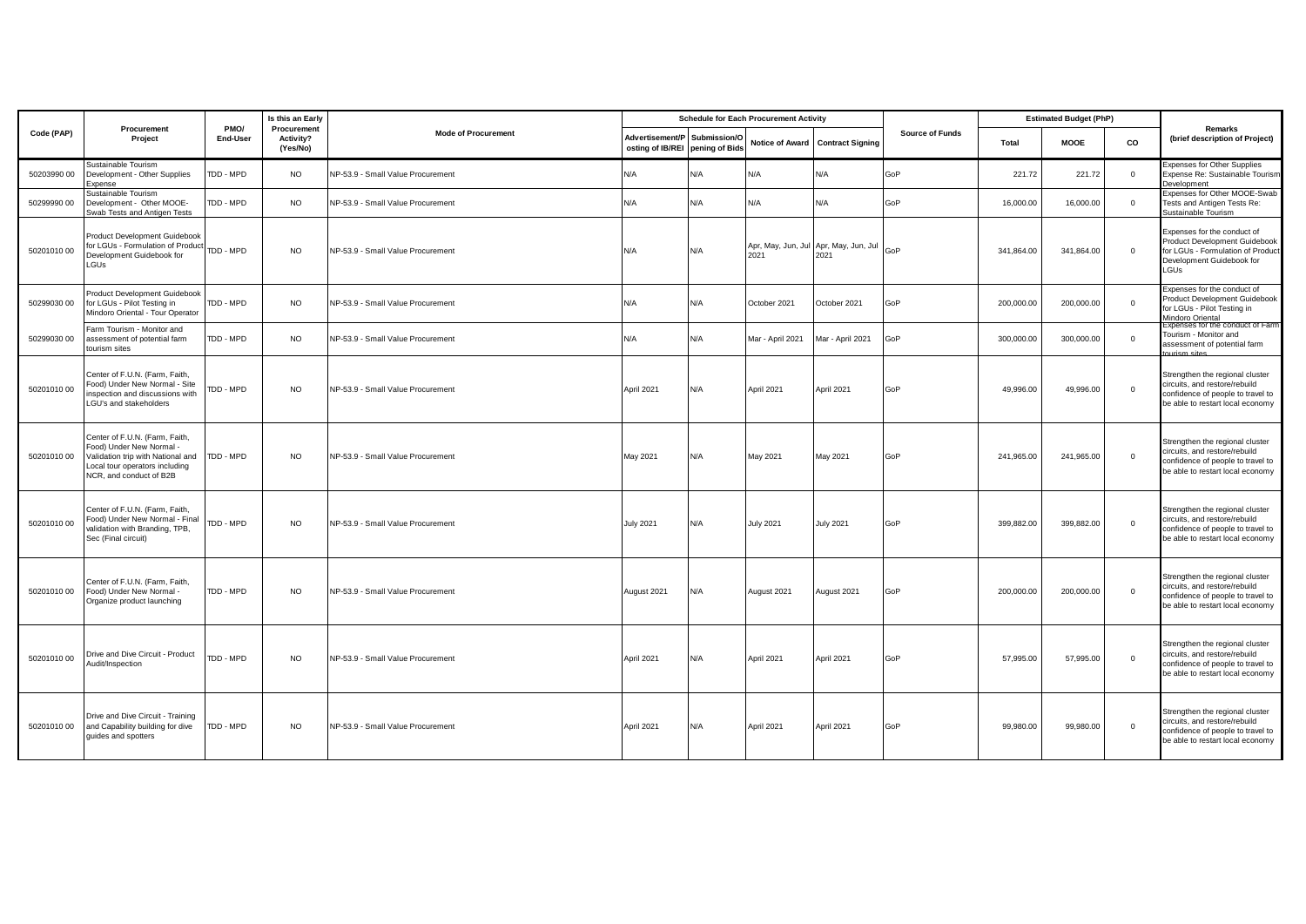| Code (PAP) | Procurement Project | PMO/ End-User | Is this an Early Procurement Activity? (Yes/No) | Mode of Procurement | Schedule for Each Procurement Activity | | | | Source of Funds | Estimated Budget (PhP) | | | Remarks (brief description of Project) |
|---|---|---|---|---|---|---|---|---|---|---|---|---|---|
| | | | | | Advertisement/Posting of IB/REI | Submission/Opening of Bids | Notice of Award | Contract Signing | | Total | MOOE | CO | |
| 50203990 00 | Sustainable Tourism Development - Other Supplies Expense | TDD - MPD | NO | NP-53.9 - Small Value Procurement | N/A | N/A | N/A | N/A | GoP | 221.72 | 221.72 | 0 | Expenses for Other Supplies Expense Re: Sustainable Tourism Development |
| 50299990 00 | Sustainable Tourism Development - Other MOOE-Swab Tests and Antigen Tests | TDD - MPD | NO | NP-53.9 - Small Value Procurement | N/A | N/A | N/A | N/A | GoP | 16,000.00 | 16,000.00 | 0 | Expenses for Other MOOE-Swab Tests and Antigen Tests Re: Sustainable Tourism |
| 50201010 00 | Product Development Guidebook for LGUs - Formulation of Product Development Guidebook for LGUs | TDD - MPD | NO | NP-53.9 - Small Value Procurement | N/A | N/A | Apr, May, Jun, Jul 2021 | Apr, May, Jun, Jul 2021 | GoP | 341,864.00 | 341,864.00 | 0 | Expenses for the conduct of Product Development Guidebook for LGUs - Formulation of Product Development Guidebook for LGUs |
| 50299030 00 | Product Development Guidebook for LGUs - Pilot Testing in Mindoro Oriental - Tour Operator | TDD - MPD | NO | NP-53.9 - Small Value Procurement | N/A | N/A | October 2021 | October 2021 | GoP | 200,000.00 | 200,000.00 | 0 | Expenses for the conduct of Product Development Guidebook for LGUs - Pilot Testing in Mindoro Oriental |
| 50299030 00 | Farm Tourism - Monitor and assessment of potential farm tourism sites | TDD - MPD | NO | NP-53.9 - Small Value Procurement | N/A | N/A | Mar - April 2021 | Mar - April 2021 | GoP | 300,000.00 | 300,000.00 | 0 | Expenses for the conduct of Farm Tourism - Monitor and assessment of potential farm tourism sites |
| 50201010 00 | Center of F.U.N. (Farm, Faith, Food) Under New Normal - Site inspection and discussions with LGU's and stakeholders | TDD - MPD | NO | NP-53.9 - Small Value Procurement | April 2021 | N/A | April 2021 | April 2021 | GoP | 49,996.00 | 49,996.00 | 0 | Strengthen the regional cluster circuits, and restore/rebuild confidence of people to travel to be able to restart local economy |
| 50201010 00 | Center of F.U.N. (Farm, Faith, Food) Under New Normal - Validation trip with National and Local tour operators including NCR, and conduct of B2B | TDD - MPD | NO | NP-53.9 - Small Value Procurement | May 2021 | N/A | May 2021 | May 2021 | GoP | 241,965.00 | 241,965.00 | 0 | Strengthen the regional cluster circuits, and restore/rebuild confidence of people to travel to be able to restart local economy |
| 50201010 00 | Center of F.U.N. (Farm, Faith, Food) Under New Normal - Final validation with Branding, TPB, Sec (Final circuit) | TDD - MPD | NO | NP-53.9 - Small Value Procurement | July 2021 | N/A | July 2021 | July 2021 | GoP | 399,882.00 | 399,882.00 | 0 | Strengthen the regional cluster circuits, and restore/rebuild confidence of people to travel to be able to restart local economy |
| 50201010 00 | Center of F.U.N. (Farm, Faith, Food) Under New Normal - Organize product launching | TDD - MPD | NO | NP-53.9 - Small Value Procurement | August 2021 | N/A | August 2021 | August 2021 | GoP | 200,000.00 | 200,000.00 | 0 | Strengthen the regional cluster circuits, and restore/rebuild confidence of people to travel to be able to restart local economy |
| 50201010 00 | Drive and Dive Circuit - Product Audit/Inspection | TDD - MPD | NO | NP-53.9 - Small Value Procurement | April 2021 | N/A | April 2021 | April 2021 | GoP | 57,995.00 | 57,995.00 | 0 | Strengthen the regional cluster circuits, and restore/rebuild confidence of people to travel to be able to restart local economy |
| 50201010 00 | Drive and Dive Circuit - Training and Capability building for dive guides and spotters | TDD - MPD | NO | NP-53.9 - Small Value Procurement | April 2021 | N/A | April 2021 | April 2021 | GoP | 99,980.00 | 99,980.00 | 0 | Strengthen the regional cluster circuits, and restore/rebuild confidence of people to travel to be able to restart local economy |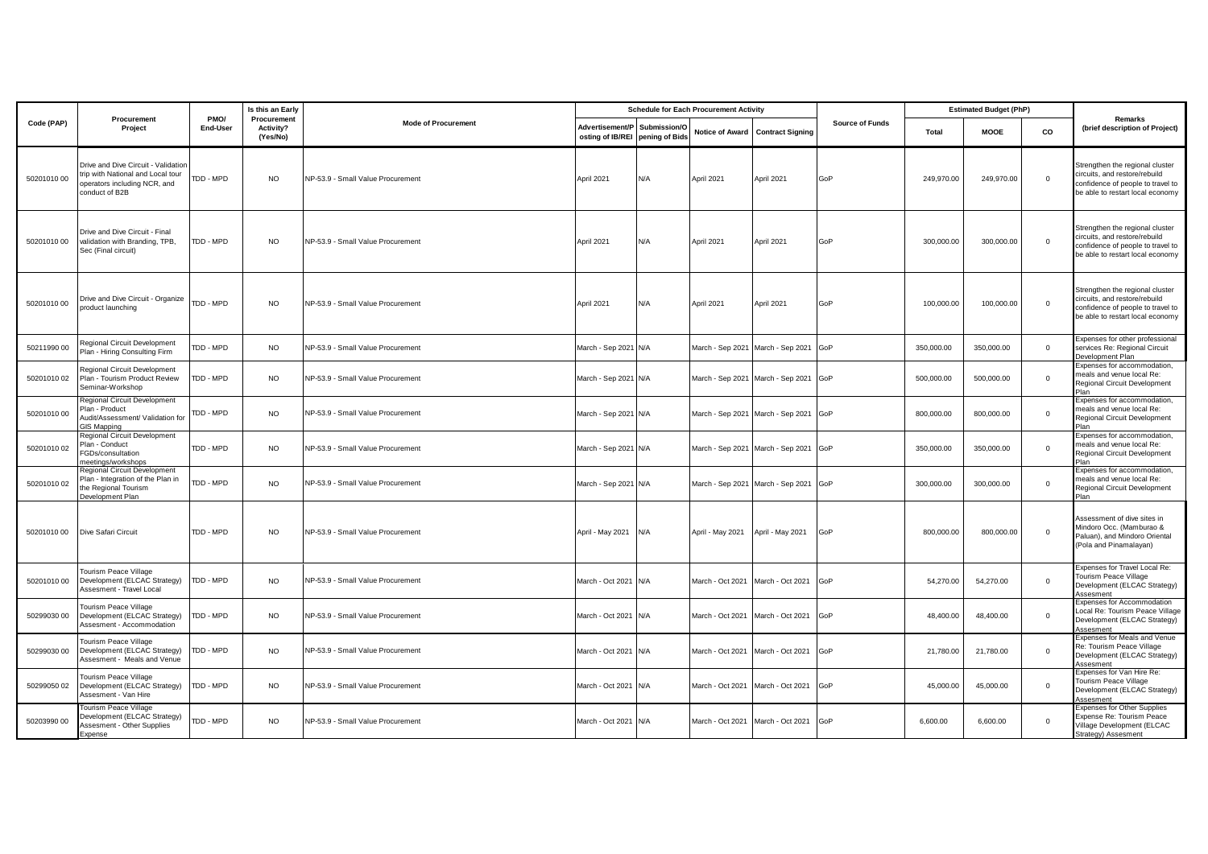| Code (PAP) | Procurement Project | PMO/ End-User | Is this an Early Procurement Activity? (Yes/No) | Mode of Procurement | Schedule for Each Procurement Activity | | | | Source of Funds | Estimated Budget (PhP) | | | Remarks (brief description of Project) |
|---|---|---|---|---|---|---|---|---|---|---|---|---|---|
| | | | | | Advertisement/Posting of IB/REI | Submission/Opening of Bids | Notice of Award | Contract Signing | | Total | MOOE | CO | |
| 50201010 00 | Drive and Dive Circuit - Validation trip with National and Local tour operators including NCR, and conduct of B2B | TDD - MPD | NO | NP-53.9 - Small Value Procurement | April 2021 | N/A | April 2021 | April 2021 | GoP | 249,970.00 | 249,970.00 | 0 | Strengthen the regional cluster circuits, and restore/rebuild confidence of people to travel to be able to restart local economy |
| 50201010 00 | Drive and Dive Circuit - Final validation with Branding, TPB, Sec (Final circuit) | TDD - MPD | NO | NP-53.9 - Small Value Procurement | April 2021 | N/A | April 2021 | April 2021 | GoP | 300,000.00 | 300,000.00 | 0 | Strengthen the regional cluster circuits, and restore/rebuild confidence of people to travel to be able to restart local economy |
| 50201010 00 | Drive and Dive Circuit - Organize product launching | TDD - MPD | NO | NP-53.9 - Small Value Procurement | April 2021 | N/A | April 2021 | April 2021 | GoP | 100,000.00 | 100,000.00 | 0 | Strengthen the regional cluster circuits, and restore/rebuild confidence of people to travel to be able to restart local economy |
| 50211990 00 | Regional Circuit Development Plan - Hiring Consulting Firm | TDD - MPD | NO | NP-53.9 - Small Value Procurement | March - Sep 2021 | N/A | March - Sep 2021 | March - Sep 2021 | GoP | 350,000.00 | 350,000.00 | 0 | Expenses for other professional services Re: Regional Circuit Development Plan |
| 50201010 02 | Regional Circuit Development Plan - Tourism Product Review Seminar-Workshop | TDD - MPD | NO | NP-53.9 - Small Value Procurement | March - Sep 2021 | N/A | March - Sep 2021 | March - Sep 2021 | GoP | 500,000.00 | 500,000.00 | 0 | Expenses for accommodation, meals and venue local Re: Regional Circuit Development Plan |
| 50201010 00 | Regional Circuit Development Plan - Product Audit/Assessment/ Validation for GIS Mapping | TDD - MPD | NO | NP-53.9 - Small Value Procurement | March - Sep 2021 | N/A | March - Sep 2021 | March - Sep 2021 | GoP | 800,000.00 | 800,000.00 | 0 | Expenses for accommodation, meals and venue local Re: Regional Circuit Development Plan |
| 50201010 02 | Regional Circuit Development Plan - Conduct FGDs/consultation meetings/workshops | TDD - MPD | NO | NP-53.9 - Small Value Procurement | March - Sep 2021 | N/A | March - Sep 2021 | March - Sep 2021 | GoP | 350,000.00 | 350,000.00 | 0 | Expenses for accommodation, meals and venue local Re: Regional Circuit Development Plan |
| 50201010 02 | Regional Circuit Development Plan - Integration of the Plan in the Regional Tourism Development Plan | TDD - MPD | NO | NP-53.9 - Small Value Procurement | March - Sep 2021 | N/A | March - Sep 2021 | March - Sep 2021 | GoP | 300,000.00 | 300,000.00 | 0 | Expenses for accommodation, meals and venue local Re: Regional Circuit Development Plan |
| 50201010 00 | Dive Safari Circuit | TDD - MPD | NO | NP-53.9 - Small Value Procurement | April - May 2021 | N/A | April - May 2021 | April - May 2021 | GoP | 800,000.00 | 800,000.00 | 0 | Assessment of dive sites in Mindoro Occ. (Mamburao & Paluan), and Mindoro Oriental (Pola and Pinamalayan) |
| 50201010 00 | Tourism Peace Village Development (ELCAC Strategy) Assesment - Travel Local | TDD - MPD | NO | NP-53.9 - Small Value Procurement | March - Oct 2021 | N/A | March - Oct 2021 | March - Oct 2021 | GoP | 54,270.00 | 54,270.00 | 0 | Expenses for Travel Local Re: Tourism Peace Village Development (ELCAC Strategy) Assesment |
| 50299030 00 | Tourism Peace Village Development (ELCAC Strategy) Assesment - Accommodation | TDD - MPD | NO | NP-53.9 - Small Value Procurement | March - Oct 2021 | N/A | March - Oct 2021 | March - Oct 2021 | GoP | 48,400.00 | 48,400.00 | 0 | Expenses for Accommodation Local Re: Tourism Peace Village Development (ELCAC Strategy) Assesment |
| 50299030 00 | Tourism Peace Village Development (ELCAC Strategy) Assesment - Meals and Venue | TDD - MPD | NO | NP-53.9 - Small Value Procurement | March - Oct 2021 | N/A | March - Oct 2021 | March - Oct 2021 | GoP | 21,780.00 | 21,780.00 | 0 | Expenses for Meals and Venue Re: Tourism Peace Village Development (ELCAC Strategy) Assesment |
| 50299050 02 | Tourism Peace Village Development (ELCAC Strategy) Assesment - Van Hire | TDD - MPD | NO | NP-53.9 - Small Value Procurement | March - Oct 2021 | N/A | March - Oct 2021 | March - Oct 2021 | GoP | 45,000.00 | 45,000.00 | 0 | Expenses for Van Hire Re: Tourism Peace Village Development (ELCAC Strategy) Assesment |
| 50203990 00 | Tourism Peace Village Development (ELCAC Strategy) Assesment - Other Supplies Expense | TDD - MPD | NO | NP-53.9 - Small Value Procurement | March - Oct 2021 | N/A | March - Oct 2021 | March - Oct 2021 | GoP | 6,600.00 | 6,600.00 | 0 | Expenses for Other Supplies Expense Re: Tourism Peace Village Development (ELCAC Strategy) Assesment |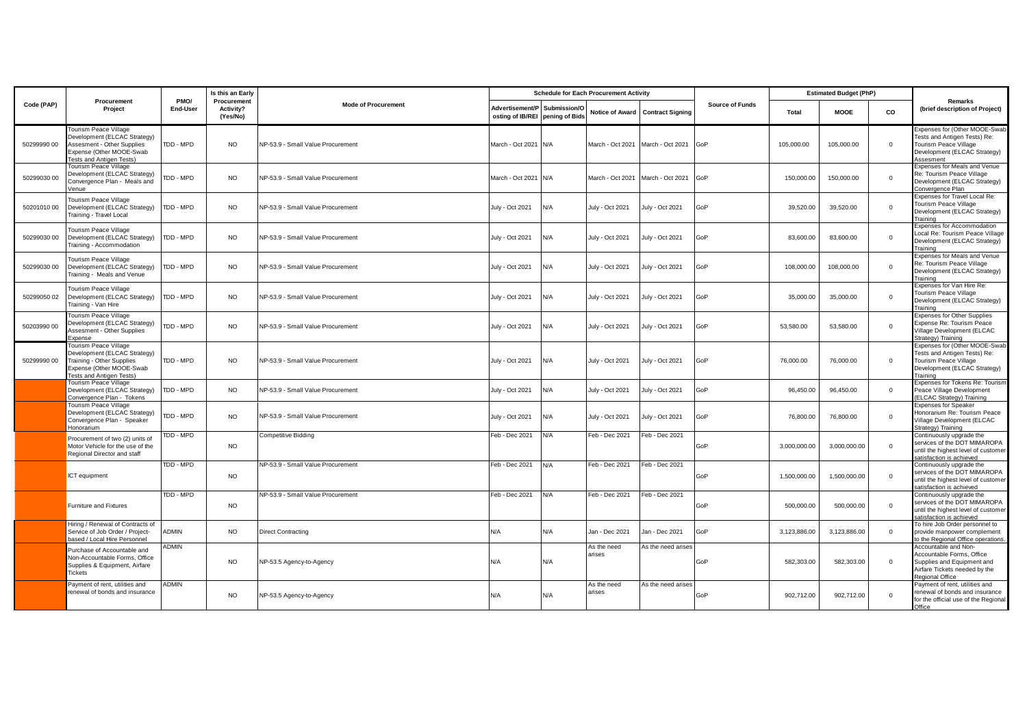| Code (PAP) | Procurement Project | PMO/ End-User | Is this an Early Procurement Activity? (Yes/No) | Mode of Procurement | Schedule for Each Procurement Activity | | | | Source of Funds | Estimated Budget (PhP) | | | Remarks (brief description of Project) |
|---|---|---|---|---|---|---|---|---|---|---|---|---|---|
| | | | | | Advertisement/Posting of IB/REI | Submission/Opening of Bids | Notice of Award | Contract Signing | | Total | MOOE | CO | |
| 50299990 00 | Tourism Peace Village Development (ELCAC Strategy) Assesment - Other Supplies Expense (Other MOOE-Swab Tests and Antigen Tests) | TDD - MPD | NO | NP-53.9 - Small Value Procurement | March - Oct 2021 | N/A | March - Oct 2021 | March - Oct 2021 | GoP | 105,000.00 | 105,000.00 | 0 | Expenses for (Other MOOE-Swab Tests and Antigen Tests) Re: Tourism Peace Village Development (ELCAC Strategy) Assesment |
| 50299030 00 | Tourism Peace Village Development (ELCAC Strategy) Convergence Plan - Meals and Venue | TDD - MPD | NO | NP-53.9 - Small Value Procurement | March - Oct 2021 | N/A | March - Oct 2021 | March - Oct 2021 | GoP | 150,000.00 | 150,000.00 | 0 | Expenses for Meals and Venue Re: Tourism Peace Village Development (ELCAC Strategy) Convergence Plan |
| 50201010 00 | Tourism Peace Village Development (ELCAC Strategy) Training - Travel Local | TDD - MPD | NO | NP-53.9 - Small Value Procurement | July - Oct 2021 | N/A | July - Oct 2021 | July - Oct 2021 | GoP | 39,520.00 | 39,520.00 | 0 | Expenses for Travel Local Re: Tourism Peace Village Development (ELCAC Strategy) Training |
| 50299030 00 | Tourism Peace Village Development (ELCAC Strategy) Training - Accommodation | TDD - MPD | NO | NP-53.9 - Small Value Procurement | July - Oct 2021 | N/A | July - Oct 2021 | July - Oct 2021 | GoP | 83,600.00 | 83,600.00 | 0 | Expenses for Accommodation Local Re: Tourism Peace Village Development (ELCAC Strategy) Training |
| 50299030 00 | Tourism Peace Village Development (ELCAC Strategy) Training - Meals and Venue | TDD - MPD | NO | NP-53.9 - Small Value Procurement | July - Oct 2021 | N/A | July - Oct 2021 | July - Oct 2021 | GoP | 108,000.00 | 108,000.00 | 0 | Expenses for Meals and Venue Re: Tourism Peace Village Development (ELCAC Strategy) Training |
| 50299050 02 | Tourism Peace Village Development (ELCAC Strategy) Training - Van Hire | TDD - MPD | NO | NP-53.9 - Small Value Procurement | July - Oct 2021 | N/A | July - Oct 2021 | July - Oct 2021 | GoP | 35,000.00 | 35,000.00 | 0 | Expenses for Van Hire Re: Tourism Peace Village Development (ELCAC Strategy) Training |
| 50203990 00 | Tourism Peace Village Development (ELCAC Strategy) Assesment - Other Supplies Expense | TDD - MPD | NO | NP-53.9 - Small Value Procurement | July - Oct 2021 | N/A | July - Oct 2021 | July - Oct 2021 | GoP | 53,580.00 | 53,580.00 | 0 | Expenses for Other Supplies Expense Re: Tourism Peace Village Development (ELCAC Strategy) Training |
| 50299990 00 | Tourism Peace Village Development (ELCAC Strategy) Training - Other Supplies Expense (Other MOOE-Swab Tests and Antigen Tests) | TDD - MPD | NO | NP-53.9 - Small Value Procurement | July - Oct 2021 | N/A | July - Oct 2021 | July - Oct 2021 | GoP | 76,000.00 | 76,000.00 | 0 | Expenses for (Other MOOE-Swab Tests and Antigen Tests) Re: Tourism Peace Village Development (ELCAC Strategy) Training |
| | Tourism Peace Village Development (ELCAC Strategy) Convergence Plan - Tokens | TDD - MPD | NO | NP-53.9 - Small Value Procurement | July - Oct 2021 | N/A | July - Oct 2021 | July - Oct 2021 | GoP | 96,450.00 | 96,450.00 | 0 | Expenses for Tokens Re: Tourism Peace Village Development (ELCAC Strategy) Training |
| | Tourism Peace Village Development (ELCAC Strategy) Convergence Plan - Speaker Honorarium | TDD - MPD | NO | NP-53.9 - Small Value Procurement | July - Oct 2021 | N/A | July - Oct 2021 | July - Oct 2021 | GoP | 76,800.00 | 76,800.00 | 0 | Expenses for Speaker Honorarium Re: Tourism Peace Village Development (ELCAC Strategy) Training |
| | Procurement of two (2) units of Motor Vehicle for the use of the Regional Director and staff | TDD - MPD | NO | Competitive Bidding | Feb - Dec 2021 | N/A | Feb - Dec 2021 | Feb - Dec 2021 | GoP | 3,000,000.00 | 3,000,000.00 | 0 | Continuously upgrade the services of the DOT MIMAROPA until the highest level of customer satisfaction is achieved |
| | ICT equipment | TDD - MPD | NO | NP-53.9 - Small Value Procurement | Feb - Dec 2021 | N/A | Feb - Dec 2021 | Feb - Dec 2021 | GoP | 1,500,000.00 | 1,500,000.00 | 0 | Continuously upgrade the services of the DOT MIMAROPA until the highest level of customer satisfaction is achieved |
| | Furniture and Fixtures | TDD - MPD | NO | NP-53.9 - Small Value Procurement | Feb - Dec 2021 | N/A | Feb - Dec 2021 | Feb - Dec 2021 | GoP | 500,000.00 | 500,000.00 | 0 | Continuously upgrade the services of the DOT MIMAROPA until the highest level of customer satisfaction is achieved |
| | Hiring / Renewal of Contracts of Service of Job Order / Project-based / Local Hire Personnel | ADMIN | NO | Direct Contracting | N/A | N/A | Jan - Dec 2021 | Jan - Dec 2021 | GoP | 3,123,886.00 | 3,123,886.00 | 0 | To hire Job Order personnel to provide manpower complement to the Regional Office operations. |
| | Purchase of Accountable and Non-Accountable Forms, Office Supplies & Equipment, Airfare Tickets | ADMIN | NO | NP-53.5 Agency-to-Agency | N/A | N/A | As the need arises | As the need arises | GoP | 582,303.00 | 582,303.00 | 0 | Accountable and Non-Accountable Forms, Office Supplies and Equipment and Airfare Tickets needed by the Regional Office |
| | Payment of rent, utilities and renewal of bonds and insurance | ADMIN | NO | NP-53.5 Agency-to-Agency | N/A | N/A | As the need arises | As the need arises | GoP | 902,712.00 | 902,712.00 | 0 | Payment of rent, utilities and renewal of bonds and insurance for the official use of the Regional Office |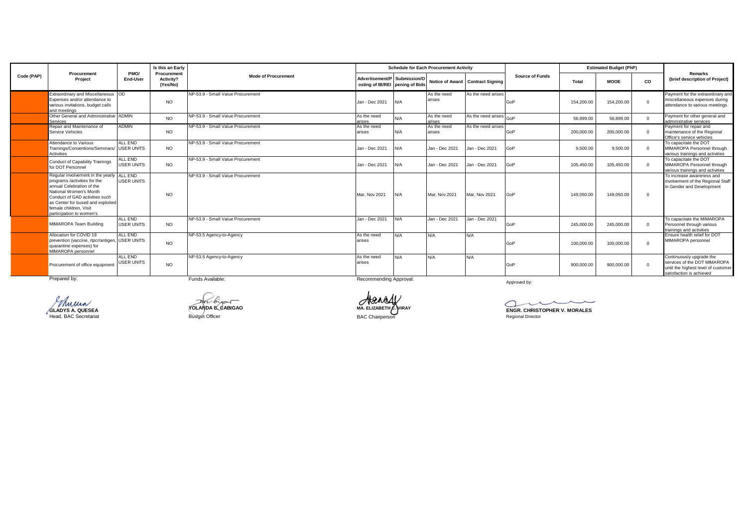| Code (PAP) | Procurement Project | PMO/ End-User | Is this an Early Procurement Activity? (Yes/No) | Mode of Procurement | Schedule for Each Procurement Activity | | | | Source of Funds | Estimated Budget (PhP) | | | Remarks (brief description of Project) |
|---|---|---|---|---|---|---|---|---|---|---|---|---|---|
| | | | | | Advertisement/Posting of IB/REI | Submission/Opening of Bids | Notice of Award | Contract Signing | | Total | MOOE | CO | |
| | Extraordinary and Miscellaneous Expenses and/or attendance to various invitations, budget calls and meetings | OD | NO | NP-53.9 - Small Value Procurement | Jan - Dec 2021 | N/A | As the need arises | As the need arises | GoP | 154,200.00 | 154,200.00 | 0 | Payment for the extraordinary and miscellaneous expenses during attendance to various meetings |
| | Other General and Administrative Services | ADMIN | NO | NP-53.9 - Small Value Procurement | As the need arises | N/A | As the need arises | As the need arises | GoP | 56,899.00 | 56,899.00 | 0 | Payment for other general and administrative services |
| | Repair and Maintenance of Service Vehicles | ADMIN | NO | NP-53.9 - Small Value Procurement | As the need arises | N/A | As the need arises | As the need arises | GoP | 200,000.00 | 200,000.00 | 0 | Payment for repair and maintenance of the Regional Office's service vehicles |
| | Attendance to Various Trainings/Conventions/Seminars/ Activities | ALL END USER UNITS | NO | NP-53.9 - Small Value Procurement | Jan - Dec 2021 | N/A | Jan - Dec 2021 | Jan - Dec 2021 | GoP | 9,500.00 | 9,500.00 | 0 | To capacitate the DOT MIMAROPA Personnel through various trainings and activities |
| | Conduct of Capability Trainings for DOT Personnel | ALL END USER UNITS | NO | NP-53.9 - Small Value Procurement | Jan - Dec 2021 | N/A | Jan - Dec 2021 | Jan - Dec 2021 | GoP | 105,450.00 | 105,450.00 | 0 | To capacitate the DOT MIMAROPA Personnel through various trainings and activities |
| | Regular involvement in the yearly programs /activities for the annual Celebration of the National Women's Month Conduct of GAD activities such as Center for bused and exploited female children, Visit participation to women's | ALL END USER UNITS | NO | NP-53.9 - Small Value Procurement | Mar, Nov 2021 | N/A | Mar, Nov 2021 | Mar, Nov 2021 | GoP | 149,050.00 | 149,050.00 | 0 | To increase awareness and involvement of the Regional Staff in Gender and Development |
| | MIMAROPA Team Building | ALL END USER UNITS | NO | NP-53.9 - Small Value Procurement | Jan - Dec 2021 | N/A | Jan - Dec 2021 | Jan - Dec 2021 | GoP | 245,000.00 | 245,000.00 | 0 | To capacitate the MIMAROPA Personnel through various trainings and activities |
| | Allocation for COVID 19 prevention (vaccine, rtpcr/antigen, quarantine expenses) for MIMAROPA personnel | ALL END USER UNITS | NO | NP-53.5 Agency-to-Agency | As the need arises | N/A | N/A | N/A | GoP | 100,000.00 | 100,000.00 | 0 | Ensure health relief for DOT MIMAROPA personnel |
| | Procurement of office equipment | ALL END USER UNITS | NO | NP-53.5 Agency-to-Agency | As the need arises | N/A | N/A | N/A | GoP | 900,000.00 | 900,000.00 | 0 | Continuously upgrade the services of the DOT MIMAROPA until the highest level of customer satisfaction is achieved |

Prepared by:

**GLADYS A. QUESEA**
Head, BAC Secretariat

Funds Available:

**YOLANDA E. CABIGAO**
Budget Officer

Recommending Approval:

**MA. ELIZABETH C. VIRAY**
BAC Chairperson

Approved by:

**ENGR. CHRISTOPHER V. MORALES**
Regional Director